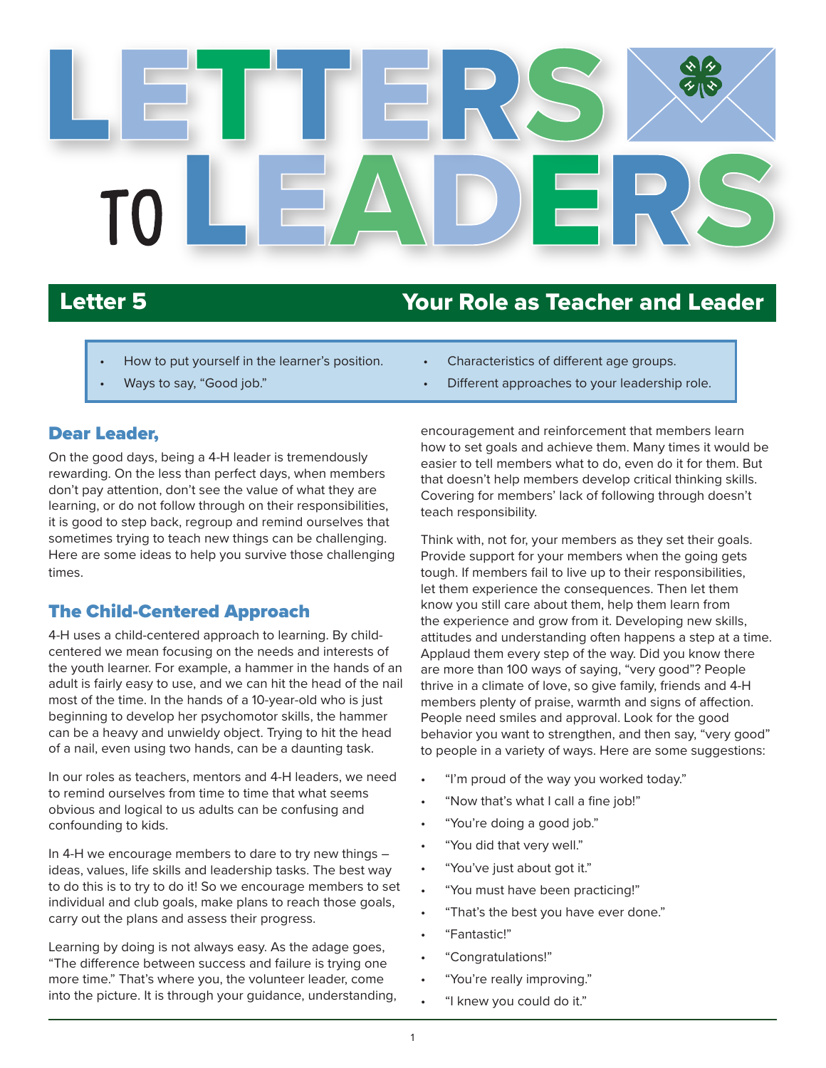# Letters to Leaders

## Letter 5 — Your Role as Teacher and Leader

- How to put yourself in the learner's position.
- Ways to say, "Good job."
- Characteristics of different age groups.
- Different approaches to your leadership role.

### Dear Leader,

On the good days, being a 4-H leader is tremendously rewarding. On the less than perfect days, when members don't pay attention, don't see the value of what they are learning, or do not follow through on their responsibilities, it is good to step back, regroup and remind ourselves that sometimes trying to teach new things can be challenging. Here are some ideas to help you survive those challenging times.

### The Child-Centered Approach

4-H uses a child-centered approach to learning. By child-centered we mean focusing on the needs and interests of the youth learner. For example, a hammer in the hands of an adult is fairly easy to use, and we can hit the head of the nail most of the time. In the hands of a 10-year-old who is just beginning to develop her psychomotor skills, the hammer can be a heavy and unwieldy object. Trying to hit the head of a nail, even using two hands, can be a daunting task.

In our roles as teachers, mentors and 4-H leaders, we need to remind ourselves from time to time that what seems obvious and logical to us adults can be confusing and confounding to kids.

In 4-H we encourage members to dare to try new things – ideas, values, life skills and leadership tasks. The best way to do this is to try to do it! So we encourage members to set individual and club goals, make plans to reach those goals, carry out the plans and assess their progress.

Learning by doing is not always easy. As the adage goes, "The difference between success and failure is trying one more time." That's where you, the volunteer leader, come into the picture. It is through your guidance, understanding, encouragement and reinforcement that members learn how to set goals and achieve them. Many times it would be easier to tell members what to do, even do it for them. But that doesn't help members develop critical thinking skills. Covering for members' lack of following through doesn't teach responsibility.

Think with, not for, your members as they set their goals. Provide support for your members when the going gets tough. If members fail to live up to their responsibilities, let them experience the consequences. Then let them know you still care about them, help them learn from the experience and grow from it. Developing new skills, attitudes and understanding often happens a step at a time. Applaud them every step of the way. Did you know there are more than 100 ways of saying, "very good"? People thrive in a climate of love, so give family, friends and 4-H members plenty of praise, warmth and signs of affection. People need smiles and approval. Look for the good behavior you want to strengthen, and then say, "very good" to people in a variety of ways. Here are some suggestions:

- "I'm proud of the way you worked today."
- "Now that's what I call a fine job!"
- "You're doing a good job."
- "You did that very well."
- "You've just about got it."
- "You must have been practicing!"
- "That's the best you have ever done."
- "Fantastic!"
- "Congratulations!"
- "You're really improving."
- "I knew you could do it."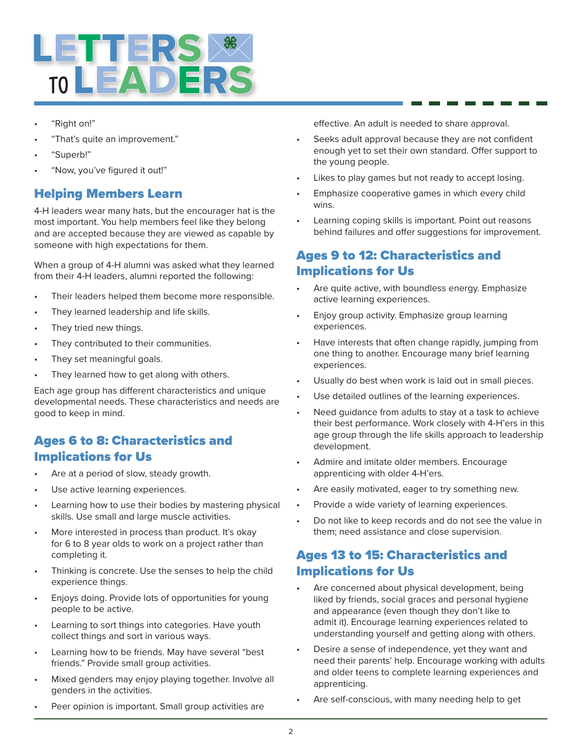- "Right on!"
- "That's quite an improvement."
- "Superb!"
- "Now, you've figured it out!"

## Helping Members Learn

4-H leaders wear many hats, but the encourager hat is the most important. You help members feel like they belong and are accepted because they are viewed as capable by someone with high expectations for them.

When a group of 4-H alumni was asked what they learned from their 4-H leaders, alumni reported the following:

- Their leaders helped them become more responsible.
- They learned leadership and life skills.
- They tried new things.
- They contributed to their communities.
- They set meaningful goals.
- They learned how to get along with others.

Each age group has different characteristics and unique developmental needs. These characteristics and needs are good to keep in mind.

## Ages 6 to 8: Characteristics and Implications for Us

- Are at a period of slow, steady growth.
- Use active learning experiences.
- Learning how to use their bodies by mastering physical skills. Use small and large muscle activities.
- More interested in process than product. It's okay for 6 to 8 year olds to work on a project rather than completing it.
- Thinking is concrete. Use the senses to help the child experience things.
- Enjoys doing. Provide lots of opportunities for young people to be active.
- Learning to sort things into categories. Have youth collect things and sort in various ways.
- Learning how to be friends. May have several "best friends." Provide small group activities.
- Mixed genders may enjoy playing together. Involve all genders in the activities.
- Peer opinion is important. Small group activities are effective. An adult is needed to share approval.
- Seeks adult approval because they are not confident enough yet to set their own standard. Offer support to the young people.
- Likes to play games but not ready to accept losing.
- Emphasize cooperative games in which every child wins.
- Learning coping skills is important. Point out reasons behind failures and offer suggestions for improvement.

## Ages 9 to 12: Characteristics and Implications for Us

- Are quite active, with boundless energy. Emphasize active learning experiences.
- Enjoy group activity. Emphasize group learning experiences.
- Have interests that often change rapidly, jumping from one thing to another. Encourage many brief learning experiences.
- Usually do best when work is laid out in small pieces.
- Use detailed outlines of the learning experiences.
- Need guidance from adults to stay at a task to achieve their best performance. Work closely with 4-H'ers in this age group through the life skills approach to leadership development.
- Admire and imitate older members. Encourage apprenticing with older 4-H'ers.
- Are easily motivated, eager to try something new.
- Provide a wide variety of learning experiences.
- Do not like to keep records and do not see the value in them; need assistance and close supervision.

## Ages 13 to 15: Characteristics and Implications for Us

- Are concerned about physical development, being liked by friends, social graces and personal hygiene and appearance (even though they don't like to admit it). Encourage learning experiences related to understanding yourself and getting along with others.
- Desire a sense of independence, yet they want and need their parents' help. Encourage working with adults and older teens to complete learning experiences and apprenticing.
- Are self-conscious, with many needing help to get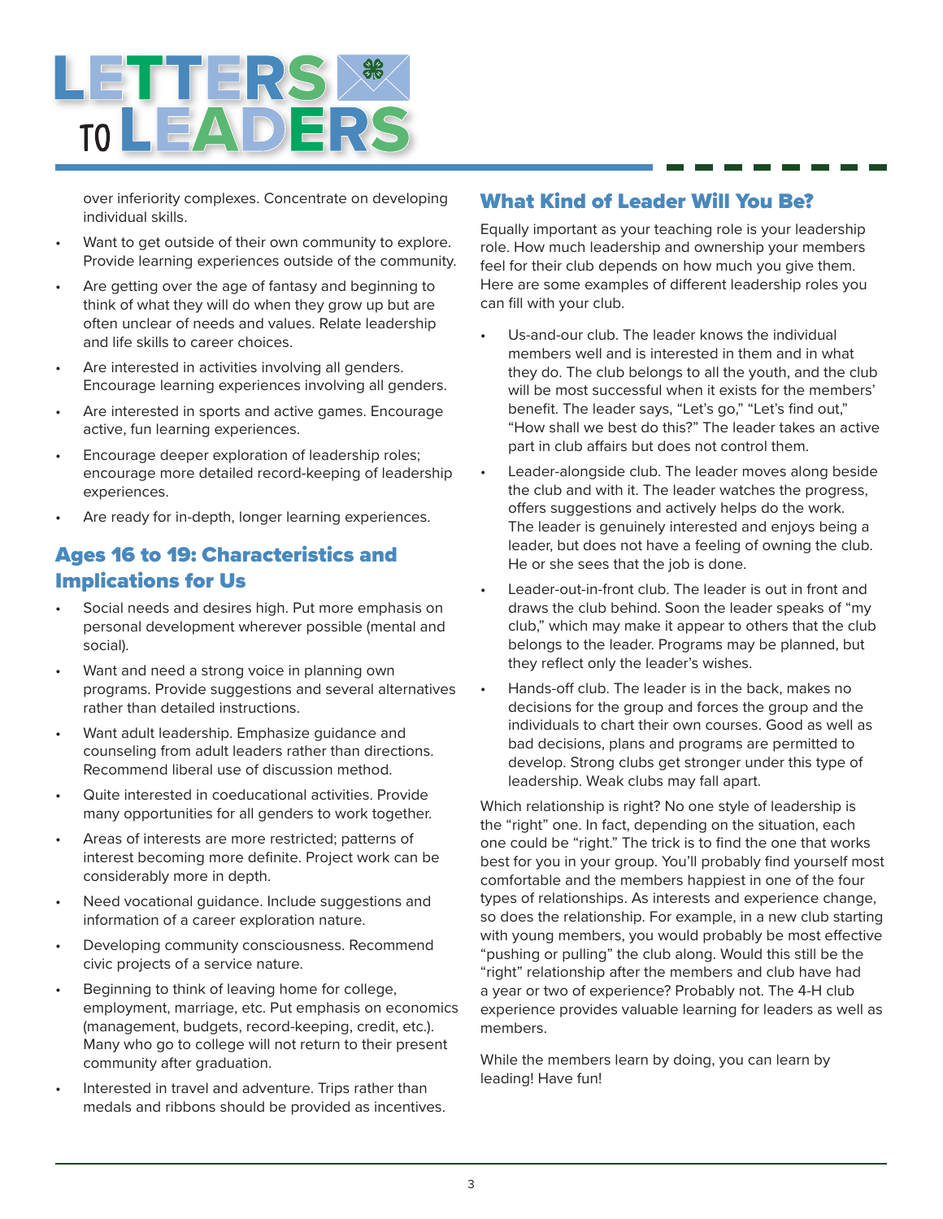over inferiority complexes. Concentrate on developing individual skills.

- Want to get outside of their own community to explore. Provide learning experiences outside of the community.
- Are getting over the age of fantasy and beginning to think of what they will do when they grow up but are often unclear of needs and values. Relate leadership and life skills to career choices.
- Are interested in activities involving all genders. Encourage learning experiences involving all genders.
- Are interested in sports and active games. Encourage active, fun learning experiences.
- Encourage deeper exploration of leadership roles; encourage more detailed record-keeping of leadership experiences.
- Are ready for in-depth, longer learning experiences.

## Ages 16 to 19: Characteristics and Implications for Us

- Social needs and desires high. Put more emphasis on personal development wherever possible (mental and social).
- Want and need a strong voice in planning own programs. Provide suggestions and several alternatives rather than detailed instructions.
- Want adult leadership. Emphasize guidance and counseling from adult leaders rather than directions. Recommend liberal use of discussion method.
- Quite interested in coeducational activities. Provide many opportunities for all genders to work together.
- Areas of interests are more restricted; patterns of interest becoming more definite. Project work can be considerably more in depth.
- Need vocational guidance. Include suggestions and information of a career exploration nature.
- Developing community consciousness. Recommend civic projects of a service nature.
- Beginning to think of leaving home for college, employment, marriage, etc. Put emphasis on economics (management, budgets, record-keeping, credit, etc.). Many who go to college will not return to their present community after graduation.
- Interested in travel and adventure. Trips rather than medals and ribbons should be provided as incentives.

## What Kind of Leader Will You Be?

Equally important as your teaching role is your leadership role. How much leadership and ownership your members feel for their club depends on how much you give them. Here are some examples of different leadership roles you can fill with your club.

- Us-and-our club. The leader knows the individual members well and is interested in them and in what they do. The club belongs to all the youth, and the club will be most successful when it exists for the members' benefit. The leader says, "Let's go," "Let's find out," "How shall we best do this?" The leader takes an active part in club affairs but does not control them.
- Leader-alongside club. The leader moves along beside the club and with it. The leader watches the progress, offers suggestions and actively helps do the work. The leader is genuinely interested and enjoys being a leader, but does not have a feeling of owning the club. He or she sees that the job is done.
- Leader-out-in-front club. The leader is out in front and draws the club behind. Soon the leader speaks of "my club," which may make it appear to others that the club belongs to the leader. Programs may be planned, but they reflect only the leader's wishes.
- Hands-off club. The leader is in the back, makes no decisions for the group and forces the group and the individuals to chart their own courses. Good as well as bad decisions, plans and programs are permitted to develop. Strong clubs get stronger under this type of leadership. Weak clubs may fall apart.

Which relationship is right? No one style of leadership is the "right" one. In fact, depending on the situation, each one could be "right." The trick is to find the one that works best for you in your group. You'll probably find yourself most comfortable and the members happiest in one of the four types of relationships. As interests and experience change, so does the relationship. For example, in a new club starting with young members, you would probably be most effective "pushing or pulling" the club along. Would this still be the "right" relationship after the members and club have had a year or two of experience? Probably not. The 4-H club experience provides valuable learning for leaders as well as members.

While the members learn by doing, you can learn by leading! Have fun!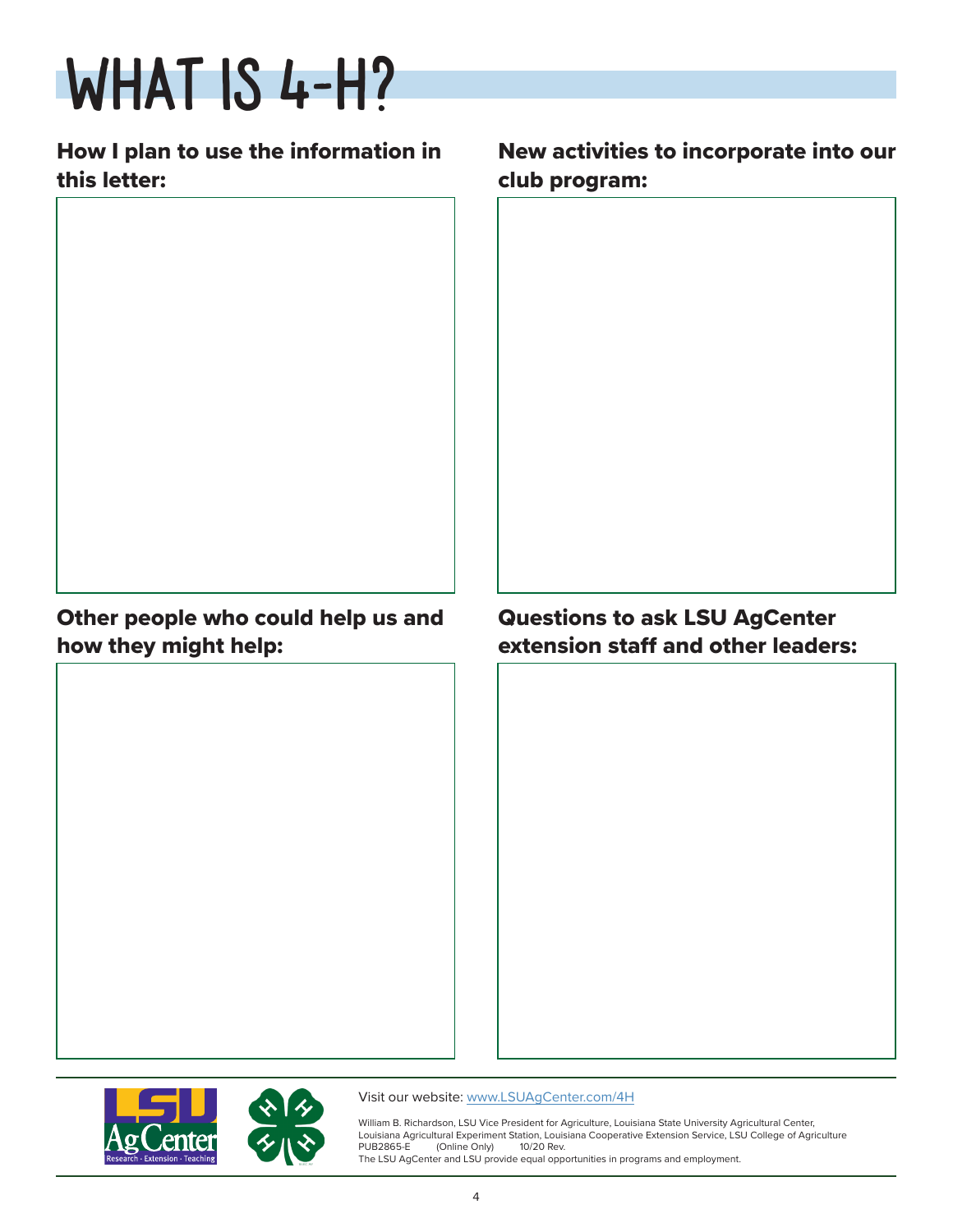# WHAT IS 4-H?

## How I plan to use the information in this letter:

## New activities to incorporate into our club program:

## Other people who could help us and how they might help:

## Questions to ask LSU AgCenter extension staff and other leaders:

Visit our website: www.LSUAgCenter.com/4H

William B. Richardson, LSU Vice President for Agriculture, Louisiana State University Agricultural Center, Louisiana Agricultural Experiment Station, Louisiana Cooperative Extension Service, LSU College of Agriculture
PUB2865-E (Online Only) 10/20 Rev.
The LSU AgCenter and LSU provide equal opportunities in programs and employment.